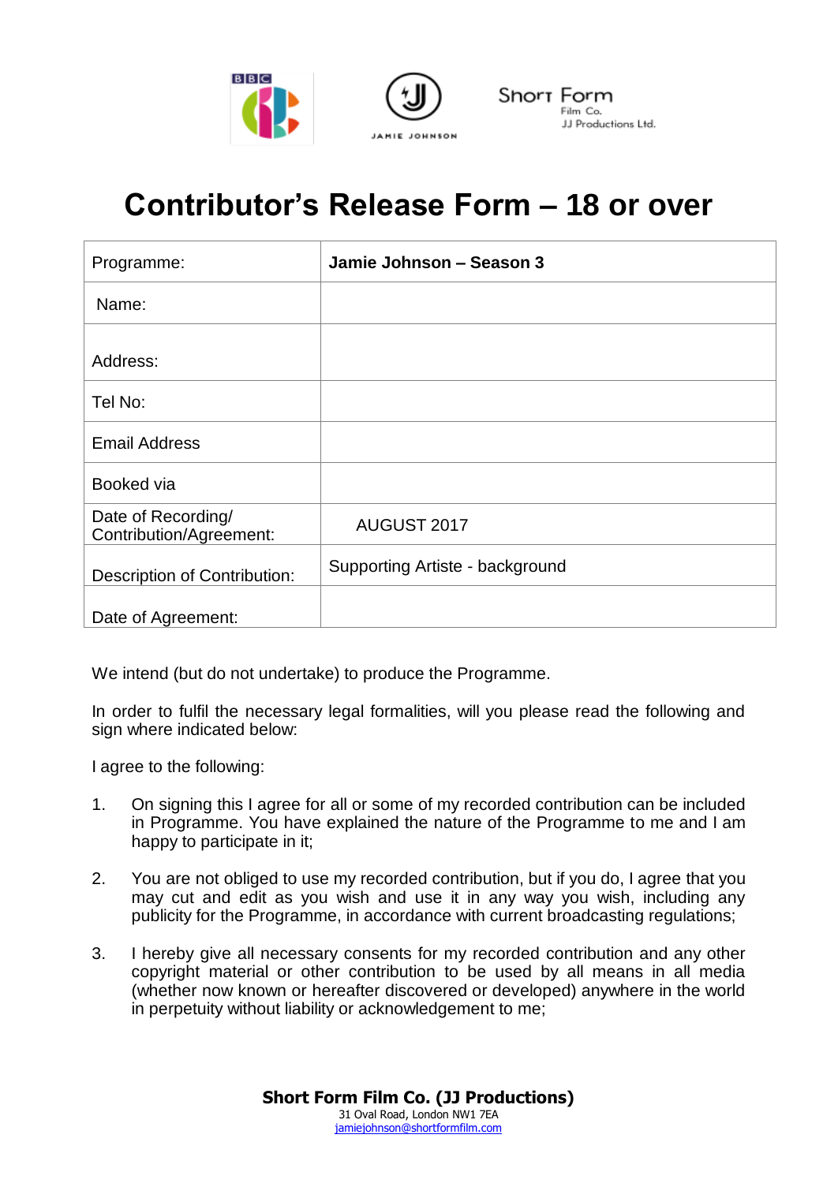Short Form
Film Co.
JJ Productions Ltd.

# Contributor's Release Form – 18 or over

| Programme: | **Jamie Johnson – Season 3** |
|---|---|
| Name: | |
| Address: | |
| Tel No: | |
| Email Address | |
| Booked via | |
| Date of Recording/ Contribution/Agreement: | AUGUST 2017 |
| Description of Contribution: | Supporting Artiste - background |
| Date of Agreement: | |

We intend (but do not undertake) to produce the Programme.

In order to fulfil the necessary legal formalities, will you please read the following and sign where indicated below:

I agree to the following:

1. On signing this I agree for all or some of my recorded contribution can be included in Programme. You have explained the nature of the Programme to me and I am happy to participate in it;

2. You are not obliged to use my recorded contribution, but if you do, I agree that you may cut and edit as you wish and use it in any way you wish, including any publicity for the Programme, in accordance with current broadcasting regulations;

3. I hereby give all necessary consents for my recorded contribution and any other copyright material or other contribution to be used by all means in all media (whether now known or hereafter discovered or developed) anywhere in the world in perpetuity without liability or acknowledgement to me;

**Short Form Film Co. (JJ Productions)**
31 Oval Road, London NW1 7EA
jamiejohnson@shortformfilm.com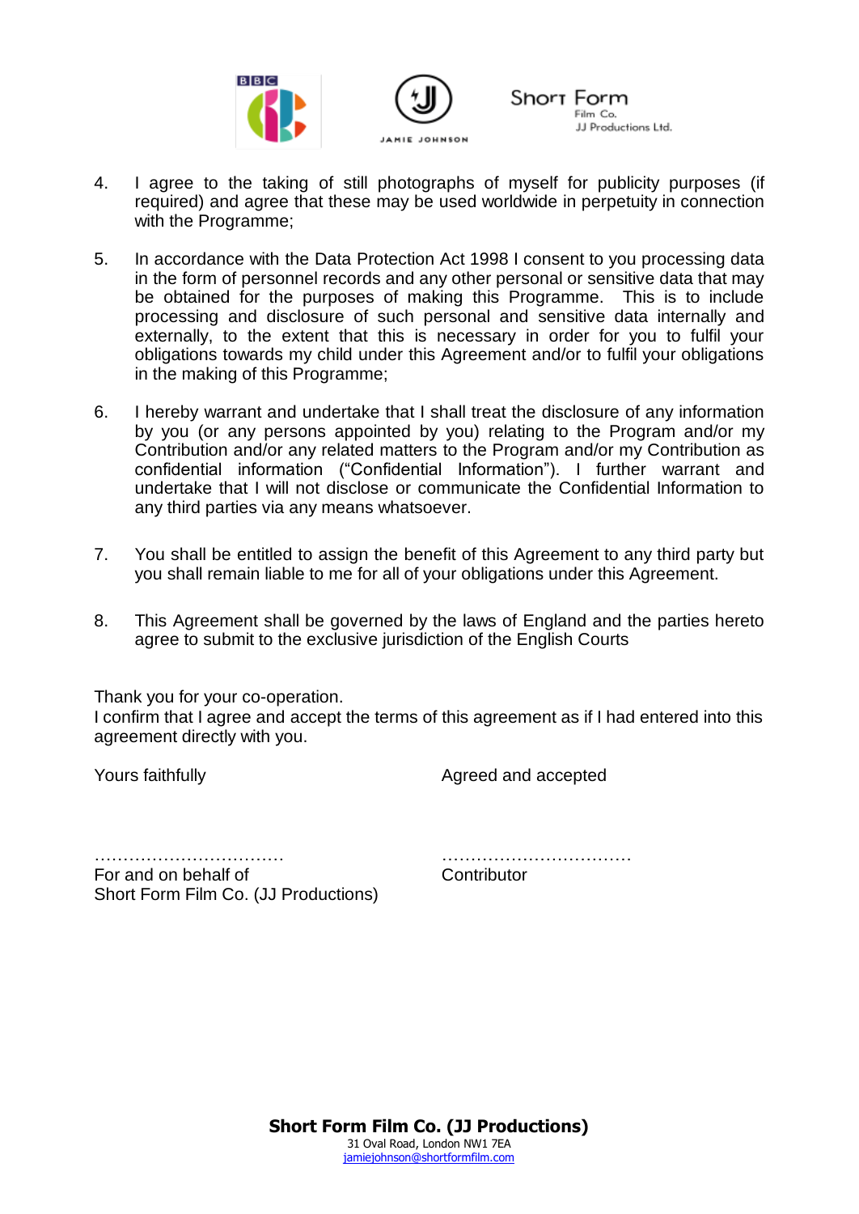4. I agree to the taking of still photographs of myself for publicity purposes (if required) and agree that these may be used worldwide in perpetuity in connection with the Programme;

5. In accordance with the Data Protection Act 1998 I consent to you processing data in the form of personnel records and any other personal or sensitive data that may be obtained for the purposes of making this Programme. This is to include processing and disclosure of such personal and sensitive data internally and externally, to the extent that this is necessary in order for you to fulfil your obligations towards my child under this Agreement and/or to fulfil your obligations in the making of this Programme;

6. I hereby warrant and undertake that I shall treat the disclosure of any information by you (or any persons appointed by you) relating to the Program and/or my Contribution and/or any related matters to the Program and/or my Contribution as confidential information ("Confidential Information"). I further warrant and undertake that I will not disclose or communicate the Confidential Information to any third parties via any means whatsoever.

7. You shall be entitled to assign the benefit of this Agreement to any third party but you shall remain liable to me for all of your obligations under this Agreement.

8. This Agreement shall be governed by the laws of England and the parties hereto agree to submit to the exclusive jurisdiction of the English Courts

Thank you for your co-operation.
I confirm that I agree and accept the terms of this agreement as if I had entered into this agreement directly with you.

Yours faithfully

……………………………
For and on behalf of
Short Form Film Co. (JJ Productions)

Agreed and accepted

……………………………
Contributor

**Short Form Film Co. (JJ Productions)**
31 Oval Road, London NW1 7EA
jamiejohnson@shortformfilm.com